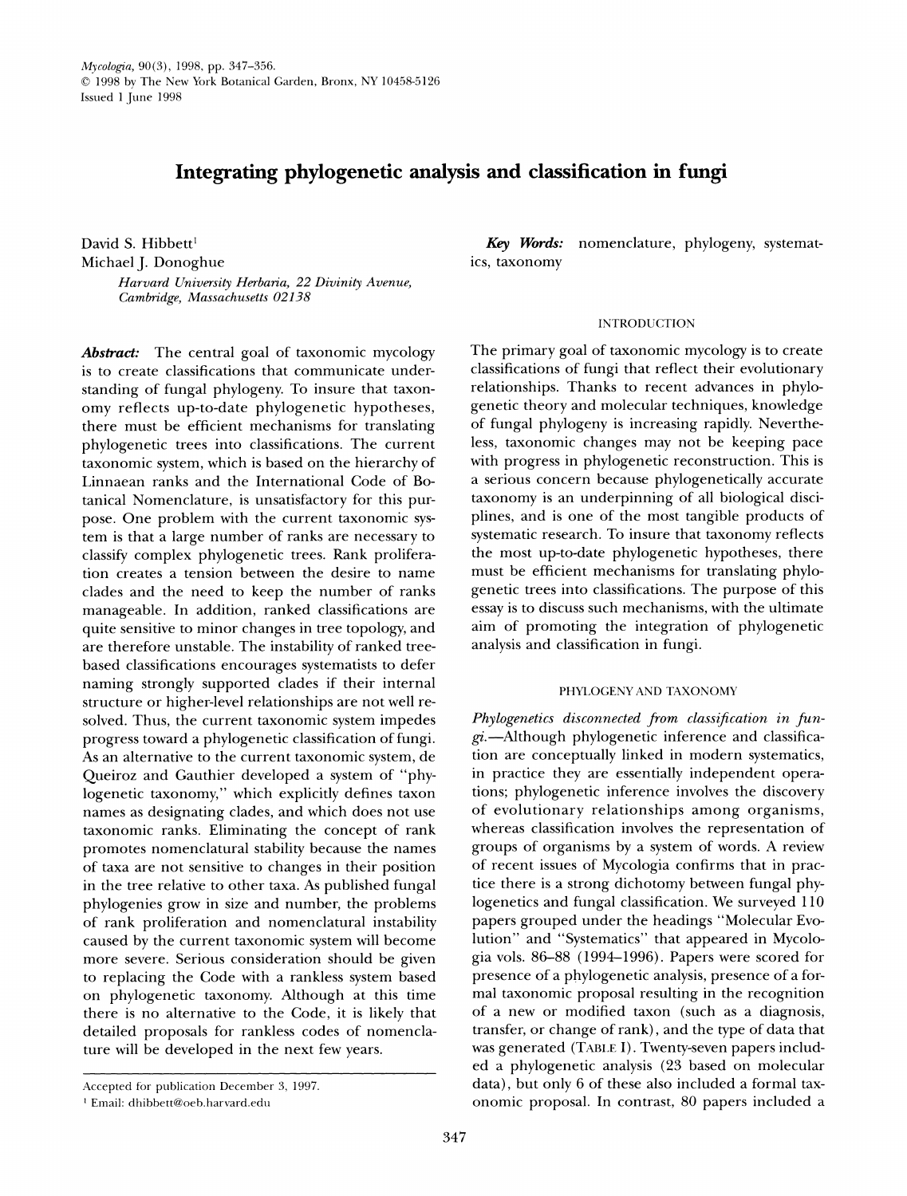# Integrating phylogenetic analysis and classification in fungi

David S. Hibbett[1]
Michael J. Donoghue

*Harvard University Herbaria, 22 Divinity Avenue, Cambridge, Massachusetts 02138*

***Abstract:*** The central goal of taxonomic mycology is to create classifications that communicate understanding of fungal phylogeny. To insure that taxonomy reflects up-to-date phylogenetic hypotheses, there must be efficient mechanisms for translating phylogenetic trees into classifications. The current taxonomic system, which is based on the hierarchy of Linnaean ranks and the International Code of Botanical Nomenclature, is unsatisfactory for this purpose. One problem with the current taxonomic system is that a large number of ranks are necessary to classify complex phylogenetic trees. Rank proliferation creates a tension between the desire to name clades and the need to keep the number of ranks manageable. In addition, ranked classifications are quite sensitive to minor changes in tree topology, and are therefore unstable. The instability of ranked tree-based classifications encourages systematists to defer naming strongly supported clades if their internal structure or higher-level relationships are not well resolved. Thus, the current taxonomic system impedes progress toward a phylogenetic classification of fungi. As an alternative to the current taxonomic system, de Queiroz and Gauthier developed a system of "phylogenetic taxonomy," which explicitly defines taxon names as designating clades, and which does not use taxonomic ranks. Eliminating the concept of rank promotes nomenclatural stability because the names of taxa are not sensitive to changes in their position in the tree relative to other taxa. As published fungal phylogenies grow in size and number, the problems of rank proliferation and nomenclatural instability caused by the current taxonomic system will become more severe. Serious consideration should be given to replacing the Code with a rankless system based on phylogenetic taxonomy. Although at this time there is no alternative to the Code, it is likely that detailed proposals for rankless codes of nomenclature will be developed in the next few years.

Accepted for publication December 3, 1997.

[1] Email: dhibbett@oeb.harvard.edu

***Key Words:*** nomenclature, phylogeny, systematics, taxonomy

## INTRODUCTION

The primary goal of taxonomic mycology is to create classifications of fungi that reflect their evolutionary relationships. Thanks to recent advances in phylogenetic theory and molecular techniques, knowledge of fungal phylogeny is increasing rapidly. Nevertheless, taxonomic changes may not be keeping pace with progress in phylogenetic reconstruction. This is a serious concern because phylogenetically accurate taxonomy is an underpinning of all biological disciplines, and is one of the most tangible products of systematic research. To insure that taxonomy reflects the most up-to-date phylogenetic hypotheses, there must be efficient mechanisms for translating phylogenetic trees into classifications. The purpose of this essay is to discuss such mechanisms, with the ultimate aim of promoting the integration of phylogenetic analysis and classification in fungi.

## PHYLOGENY AND TAXONOMY

*Phylogenetics disconnected from classification in fungi.*—Although phylogenetic inference and classification are conceptually linked in modern systematics, in practice they are essentially independent operations; phylogenetic inference involves the discovery of evolutionary relationships among organisms, whereas classification involves the representation of groups of organisms by a system of words. A review of recent issues of Mycologia confirms that in practice there is a strong dichotomy between fungal phylogenetics and fungal classification. We surveyed 110 papers grouped under the headings "Molecular Evolution" and "Systematics" that appeared in Mycologia vols. 86–88 (1994–1996). Papers were scored for presence of a phylogenetic analysis, presence of a formal taxonomic proposal resulting in the recognition of a new or modified taxon (such as a diagnosis, transfer, or change of rank), and the type of data that was generated (TABLE I). Twenty-seven papers included a phylogenetic analysis (23 based on molecular data), but only 6 of these also included a formal taxonomic proposal. In contrast, 80 papers included a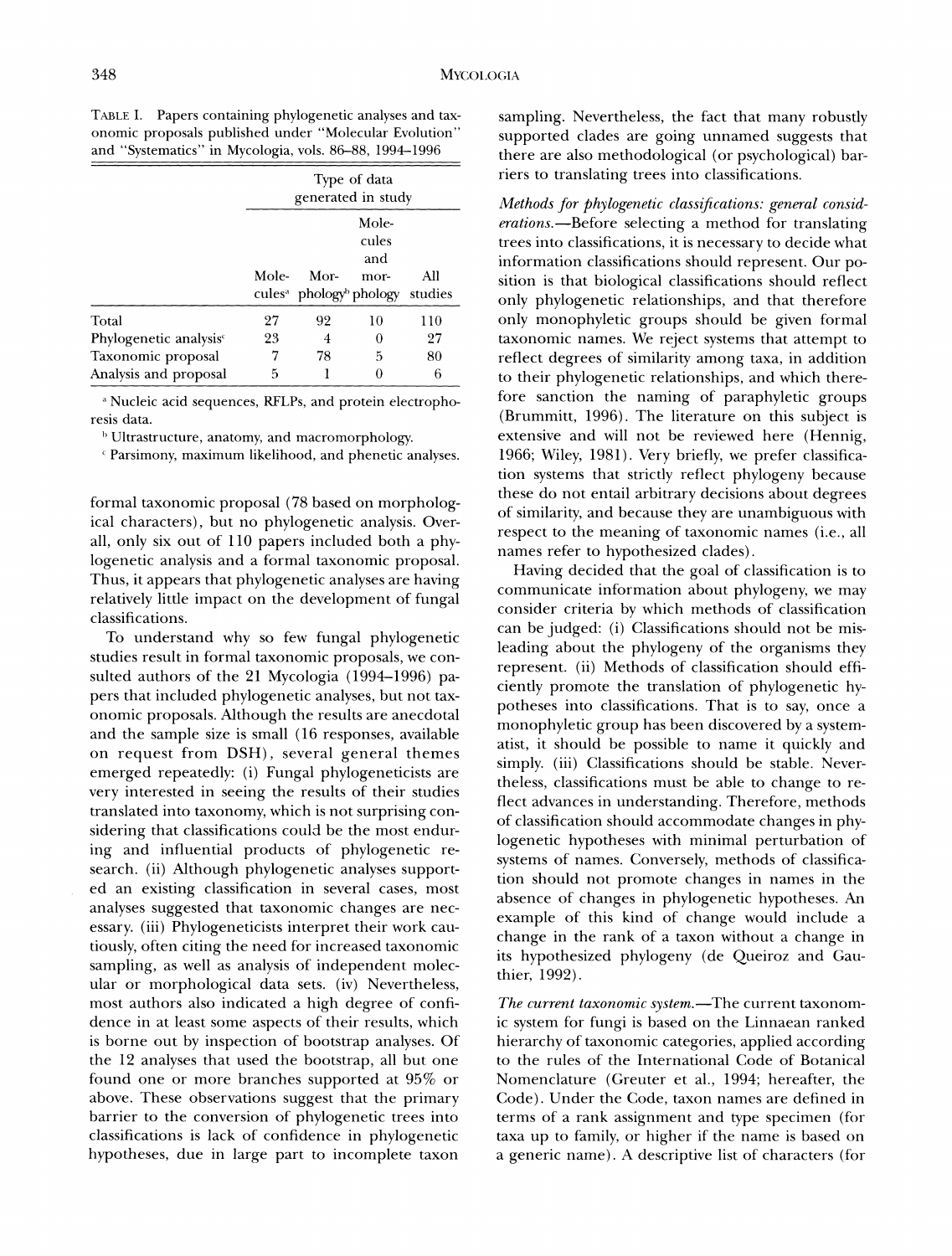TABLE I. Papers containing phylogenetic analyses and taxonomic proposals published under "Molecular Evolution" and "Systematics" in Mycologia, vols. 86–88, 1994–1996

| | Type of data generated in study | | | |
|---|---|---|---|---|
| | Molecules[a] | Morphology[b] | Molecules and morphology | All studies |
| Total | 27 | 92 | 10 | 110 |
| Phylogenetic analysis[c] | 23 | 4 | 0 | 27 |
| Taxonomic proposal | 7 | 78 | 5 | 80 |
| Analysis and proposal | 5 | 1 | 0 | 6 |

[a] Nucleic acid sequences, RFLPs, and protein electrophoresis data.

[b] Ultrastructure, anatomy, and macromorphology.

[c] Parsimony, maximum likelihood, and phenetic analyses.

formal taxonomic proposal (78 based on morphological characters), but no phylogenetic analysis. Overall, only six out of 110 papers included both a phylogenetic analysis and a formal taxonomic proposal. Thus, it appears that phylogenetic analyses are having relatively little impact on the development of fungal classifications.

To understand why so few fungal phylogenetic studies result in formal taxonomic proposals, we consulted authors of the 21 Mycologia (1994–1996) papers that included phylogenetic analyses, but not taxonomic proposals. Although the results are anecdotal and the sample size is small (16 responses, available on request from DSH), several general themes emerged repeatedly: (i) Fungal phylogeneticists are very interested in seeing the results of their studies translated into taxonomy, which is not surprising considering that classifications could be the most enduring and influential products of phylogenetic research. (ii) Although phylogenetic analyses supported an existing classification in several cases, most analyses suggested that taxonomic changes are necessary. (iii) Phylogeneticists interpret their work cautiously, often citing the need for increased taxonomic sampling, as well as analysis of independent molecular or morphological data sets. (iv) Nevertheless, most authors also indicated a high degree of confidence in at least some aspects of their results, which is borne out by inspection of bootstrap analyses. Of the 12 analyses that used the bootstrap, all but one found one or more branches supported at 95% or above. These observations suggest that the primary barrier to the conversion of phylogenetic trees into classifications is lack of confidence in phylogenetic hypotheses, due in large part to incomplete taxon sampling. Nevertheless, the fact that many robustly supported clades are going unnamed suggests that there are also methodological (or psychological) barriers to translating trees into classifications.

*Methods for phylogenetic classifications: general considerations.*—Before selecting a method for translating trees into classifications, it is necessary to decide what information classifications should represent. Our position is that biological classifications should reflect only phylogenetic relationships, and that therefore only monophyletic groups should be given formal taxonomic names. We reject systems that attempt to reflect degrees of similarity among taxa, in addition to their phylogenetic relationships, and which therefore sanction the naming of paraphyletic groups (Brummitt, 1996). The literature on this subject is extensive and will not be reviewed here (Hennig, 1966; Wiley, 1981). Very briefly, we prefer classification systems that strictly reflect phylogeny because these do not entail arbitrary decisions about degrees of similarity, and because they are unambiguous with respect to the meaning of taxonomic names (i.e., all names refer to hypothesized clades).

Having decided that the goal of classification is to communicate information about phylogeny, we may consider criteria by which methods of classification can be judged: (i) Classifications should not be misleading about the phylogeny of the organisms they represent. (ii) Methods of classification should efficiently promote the translation of phylogenetic hypotheses into classifications. That is to say, once a monophyletic group has been discovered by a systematist, it should be possible to name it quickly and simply. (iii) Classifications should be stable. Nevertheless, classifications must be able to change to reflect advances in understanding. Therefore, methods of classification should accommodate changes in phylogenetic hypotheses with minimal perturbation of systems of names. Conversely, methods of classification should not promote changes in names in the absence of changes in phylogenetic hypotheses. An example of this kind of change would include a change in the rank of a taxon without a change in its hypothesized phylogeny (de Queiroz and Gauthier, 1992).

*The current taxonomic system.*—The current taxonomic system for fungi is based on the Linnaean ranked hierarchy of taxonomic categories, applied according to the rules of the International Code of Botanical Nomenclature (Greuter et al., 1994; hereafter, the Code). Under the Code, taxon names are defined in terms of a rank assignment and type specimen (for taxa up to family, or higher if the name is based on a generic name). A descriptive list of characters (for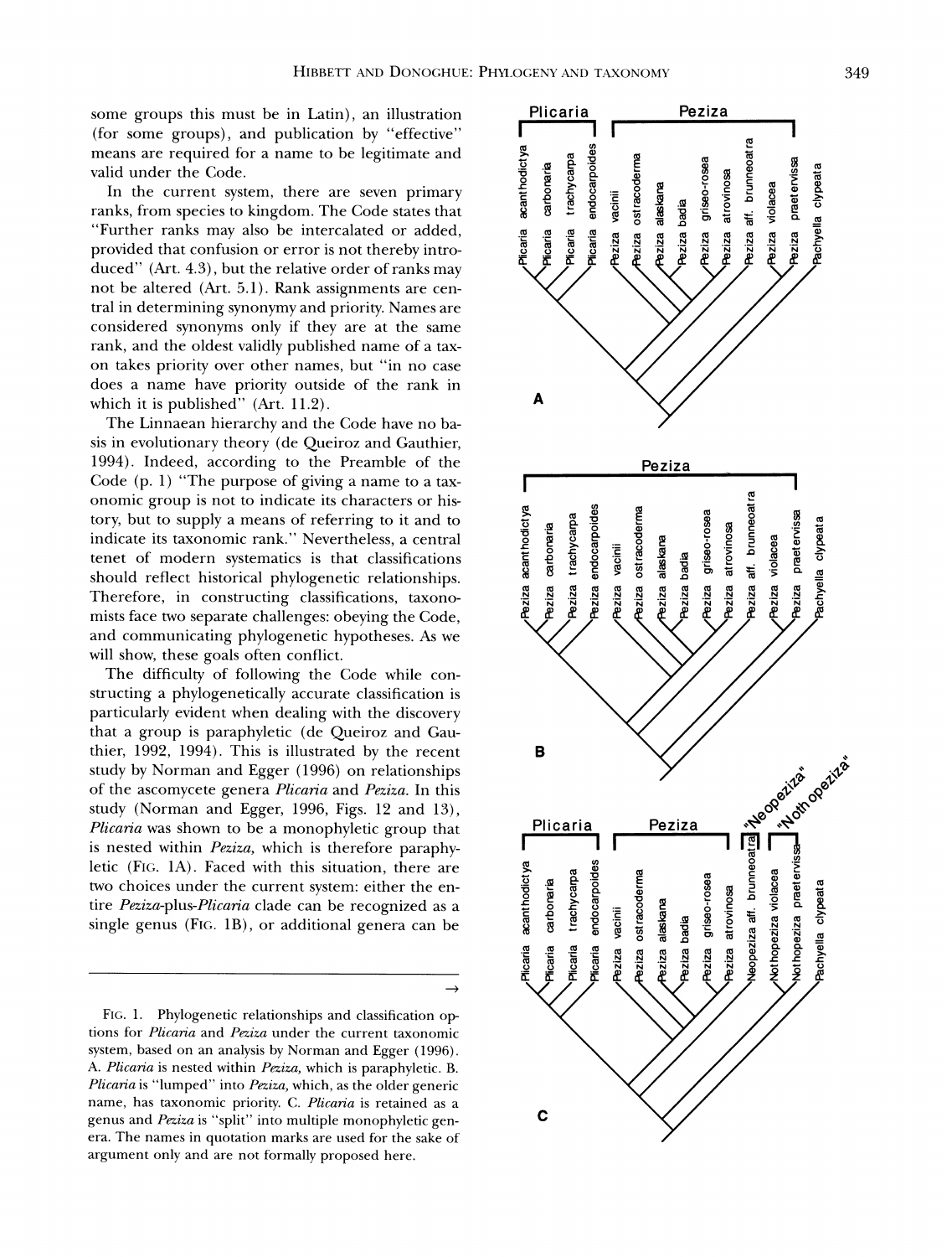some groups this must be in Latin), an illustration (for some groups), and publication by "effective" means are required for a name to be legitimate and valid under the Code.

In the current system, there are seven primary ranks, from species to kingdom. The Code states that "Further ranks may also be intercalated or added, provided that confusion or error is not thereby introduced" (Art. 4.3), but the relative order of ranks may not be altered (Art. 5.1). Rank assignments are central in determining synonymy and priority. Names are considered synonyms only if they are at the same rank, and the oldest validly published name of a taxon takes priority over other names, but "in no case does a name have priority outside of the rank in which it is published" (Art. 11.2).

The Linnaean hierarchy and the Code have no basis in evolutionary theory (de Queiroz and Gauthier, 1994). Indeed, according to the Preamble of the Code (p. 1) "The purpose of giving a name to a taxonomic group is not to indicate its characters or history, but to supply a means of referring to it and to indicate its taxonomic rank." Nevertheless, a central tenet of modern systematics is that classifications should reflect historical phylogenetic relationships. Therefore, in constructing classifications, taxonomists face two separate challenges: obeying the Code, and communicating phylogenetic hypotheses. As we will show, these goals often conflict.

The difficulty of following the Code while constructing a phylogenetically accurate classification is particularly evident when dealing with the discovery that a group is paraphyletic (de Queiroz and Gauthier, 1992, 1994). This is illustrated by the recent study by Norman and Egger (1996) on relationships of the ascomycete genera *Plicaria* and *Peziza*. In this study (Norman and Egger, 1996, Figs. 12 and 13), *Plicaria* was shown to be a monophyletic group that is nested within *Peziza*, which is therefore paraphyletic (Fig. 1A). Faced with this situation, there are two choices under the current system: either the entire *Peziza*-plus-*Plicaria* clade can be recognized as a single genus (Fig. 1B), or additional genera can be →

Fig. 1. Phylogenetic relationships and classification options for *Plicaria* and *Peziza* under the current taxonomic system, based on an analysis by Norman and Egger (1996). A. *Plicaria* is nested within *Peziza*, which is paraphyletic. B. *Plicaria* is "lumped" into *Peziza*, which, as the older generic name, has taxonomic priority. C. *Plicaria* is retained as a genus and *Peziza* is "split" into multiple monophyletic genera. The names in quotation marks are used for the sake of argument only and are not formally proposed here.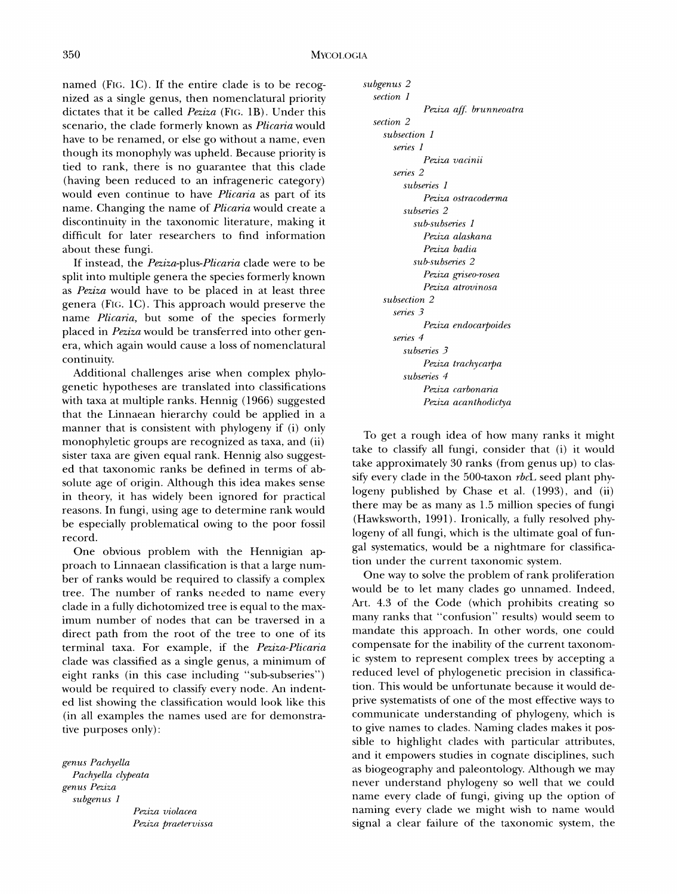named (FIG. 1C). If the entire clade is to be recognized as a single genus, then nomenclatural priority dictates that it be called *Peziza* (FIG. 1B). Under this scenario, the clade formerly known as *Plicaria* would have to be renamed, or else go without a name, even though its monophyly was upheld. Because priority is tied to rank, there is no guarantee that this clade (having been reduced to an infrageneric category) would even continue to have *Plicaria* as part of its name. Changing the name of *Plicaria* would create a discontinuity in the taxonomic literature, making it difficult for later researchers to find information about these fungi.

If instead, the *Peziza*-plus-*Plicaria* clade were to be split into multiple genera the species formerly known as *Peziza* would have to be placed in at least three genera (FIG. 1C). This approach would preserve the name *Plicaria*, but some of the species formerly placed in *Peziza* would be transferred into other genera, which again would cause a loss of nomenclatural continuity.

Additional challenges arise when complex phylogenetic hypotheses are translated into classifications with taxa at multiple ranks. Hennig (1966) suggested that the Linnaean hierarchy could be applied in a manner that is consistent with phylogeny if (i) only monophyletic groups are recognized as taxa, and (ii) sister taxa are given equal rank. Hennig also suggested that taxonomic ranks be defined in terms of absolute age of origin. Although this idea makes sense in theory, it has widely been ignored for practical reasons. In fungi, using age to determine rank would be especially problematical owing to the poor fossil record.

One obvious problem with the Hennigian approach to Linnaean classification is that a large number of ranks would be required to classify a complex tree. The number of ranks needed to name every clade in a fully dichotomized tree is equal to the maximum number of nodes that can be traversed in a direct path from the root of the tree to one of its terminal taxa. For example, if the *Peziza-Plicaria* clade was classified as a single genus, a minimum of eight ranks (in this case including "sub-subseries") would be required to classify every node. An indented list showing the classification would look like this (in all examples the names used are for demonstrative purposes only):

```
genus Pachyella
  Pachyella clypeata
genus Peziza
  subgenus 1
            Peziza violacea
            Peziza praetervissa
  subgenus 2
    section 1
            Peziza aff. brunneoatra
    section 2
      subsection 1
        series 1
            Peziza vacinii
        series 2
          subseries 1
            Peziza ostracoderma
          subseries 2
            sub-subseries 1
              Peziza alaskana
              Peziza badia
            sub-subseries 2
              Peziza griseo-rosea
              Peziza atrovinosa
      subsection 2
        series 3
            Peziza endocarpoides
        series 4
          subseries 3
            Peziza trachycarpa
          subseries 4
            Peziza carbonaria
            Peziza acanthodictya
```

To get a rough idea of how many ranks it might take to classify all fungi, consider that (i) it would take approximately 30 ranks (from genus up) to classify every clade in the 500-taxon *rbc*L seed plant phylogeny published by Chase et al. (1993), and (ii) there may be as many as 1.5 million species of fungi (Hawksworth, 1991). Ironically, a fully resolved phylogeny of all fungi, which is the ultimate goal of fungal systematics, would be a nightmare for classification under the current taxonomic system.

One way to solve the problem of rank proliferation would be to let many clades go unnamed. Indeed, Art. 4.3 of the Code (which prohibits creating so many ranks that "confusion" results) would seem to mandate this approach. In other words, one could compensate for the inability of the current taxonomic system to represent complex trees by accepting a reduced level of phylogenetic precision in classification. This would be unfortunate because it would deprive systematists of one of the most effective ways to communicate understanding of phylogeny, which is to give names to clades. Naming clades makes it possible to highlight clades with particular attributes, and it empowers studies in cognate disciplines, such as biogeography and paleontology. Although we may never understand phylogeny so well that we could name every clade of fungi, giving up the option of naming every clade we might wish to name would signal a clear failure of the taxonomic system, the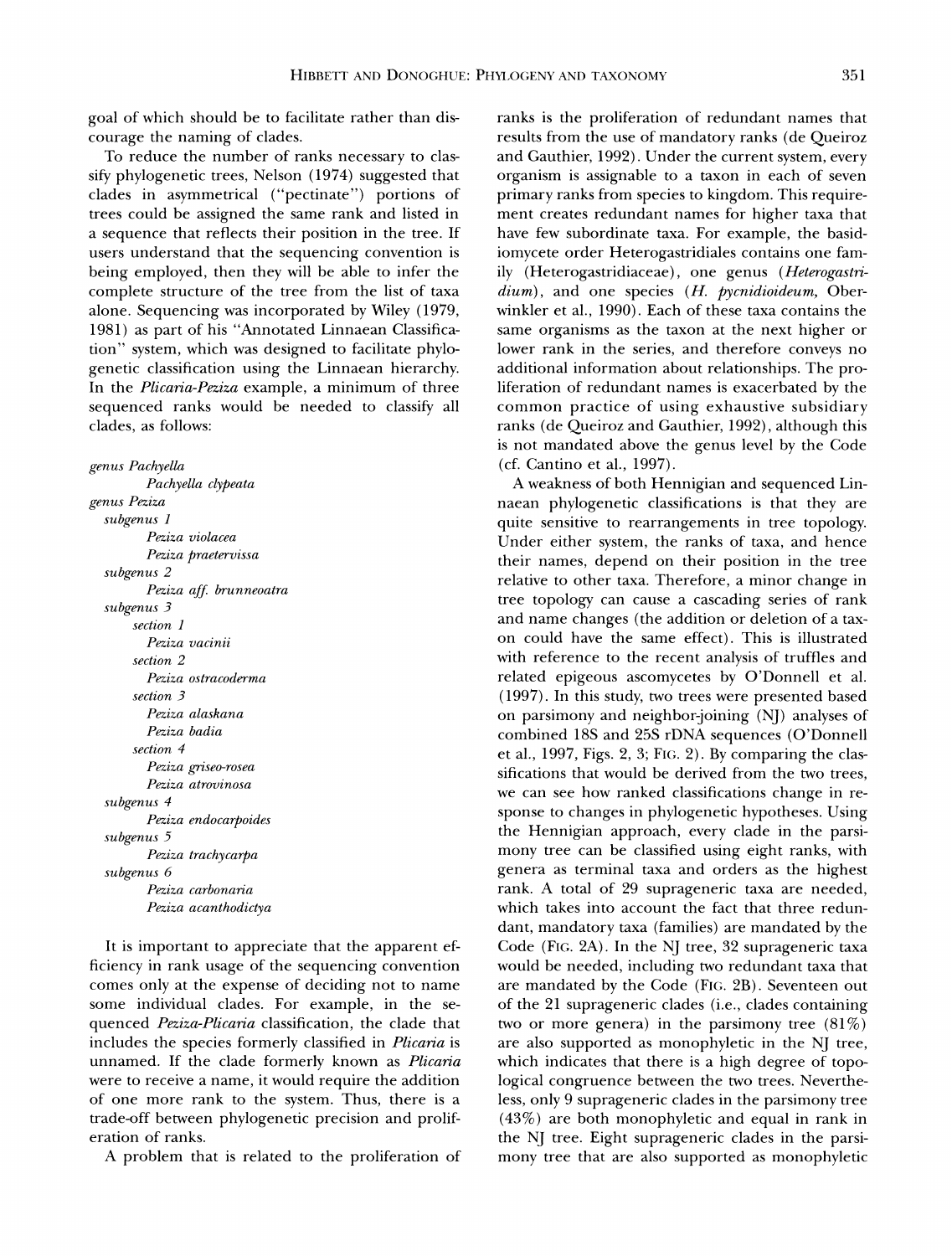goal of which should be to facilitate rather than discourage the naming of clades.

To reduce the number of ranks necessary to classify phylogenetic trees, Nelson (1974) suggested that clades in asymmetrical ("pectinate") portions of trees could be assigned the same rank and listed in a sequence that reflects their position in the tree. If users understand that the sequencing convention is being employed, then they will be able to infer the complete structure of the tree from the list of taxa alone. Sequencing was incorporated by Wiley (1979, 1981) as part of his "Annotated Linnaean Classification" system, which was designed to facilitate phylogenetic classification using the Linnaean hierarchy. In the *Plicaria-Peziza* example, a minimum of three sequenced ranks would be needed to classify all clades, as follows:

*genus Pachyella*
  *Pachyella clypeata*
*genus Peziza*
  *subgenus 1*
    *Peziza violacea*
    *Peziza praetervissa*
  *subgenus 2*
    *Peziza aff. brunneoatra*
  *subgenus 3*
    *section 1*
      *Peziza vacinii*
    *section 2*
      *Peziza ostracoderma*
    *section 3*
      *Peziza alaskana*
      *Peziza badia*
    *section 4*
      *Peziza griseo-rosea*
      *Peziza atrovinosa*
  *subgenus 4*
    *Peziza endocarpoides*
  *subgenus 5*
    *Peziza trachycarpa*
  *subgenus 6*
    *Peziza carbonaria*
    *Peziza acanthodictya*

It is important to appreciate that the apparent efficiency in rank usage of the sequencing convention comes only at the expense of deciding not to name some individual clades. For example, in the sequenced *Peziza-Plicaria* classification, the clade that includes the species formerly classified in *Plicaria* is unnamed. If the clade formerly known as *Plicaria* were to receive a name, it would require the addition of one more rank to the system. Thus, there is a trade-off between phylogenetic precision and proliferation of ranks.

A problem that is related to the proliferation of ranks is the proliferation of redundant names that results from the use of mandatory ranks (de Queiroz and Gauthier, 1992). Under the current system, every organism is assignable to a taxon in each of seven primary ranks from species to kingdom. This requirement creates redundant names for higher taxa that have few subordinate taxa. For example, the basidiomycete order Heterogastridiales contains one family (Heterogastridiaceae), one genus (*Heterogastridium*), and one species (*H. pycnidioideum*, Oberwinkler et al., 1990). Each of these taxa contains the same organisms as the taxon at the next higher or lower rank in the series, and therefore conveys no additional information about relationships. The proliferation of redundant names is exacerbated by the common practice of using exhaustive subsidiary ranks (de Queiroz and Gauthier, 1992), although this is not mandated above the genus level by the Code (cf. Cantino et al., 1997).

A weakness of both Hennigian and sequenced Linnaean phylogenetic classifications is that they are quite sensitive to rearrangements in tree topology. Under either system, the ranks of taxa, and hence their names, depend on their position in the tree relative to other taxa. Therefore, a minor change in tree topology can cause a cascading series of rank and name changes (the addition or deletion of a taxon could have the same effect). This is illustrated with reference to the recent analysis of truffles and related epigeous ascomycetes by O'Donnell et al. (1997). In this study, two trees were presented based on parsimony and neighbor-joining (NJ) analyses of combined 18S and 25S rDNA sequences (O'Donnell et al., 1997, Figs. 2, 3; FIG. 2). By comparing the classifications that would be derived from the two trees, we can see how ranked classifications change in response to changes in phylogenetic hypotheses. Using the Hennigian approach, every clade in the parsimony tree can be classified using eight ranks, with genera as terminal taxa and orders as the highest rank. A total of 29 suprageneric taxa are needed, which takes into account the fact that three redundant, mandatory taxa (families) are mandated by the Code (FIG. 2A). In the NJ tree, 32 suprageneric taxa would be needed, including two redundant taxa that are mandated by the Code (FIG. 2B). Seventeen out of the 21 suprageneric clades (i.e., clades containing two or more genera) in the parsimony tree (81%) are also supported as monophyletic in the NJ tree, which indicates that there is a high degree of topological congruence between the two trees. Nevertheless, only 9 suprageneric clades in the parsimony tree (43%) are both monophyletic and equal in rank in the NJ tree. Eight suprageneric clades in the parsimony tree that are also supported as monophyletic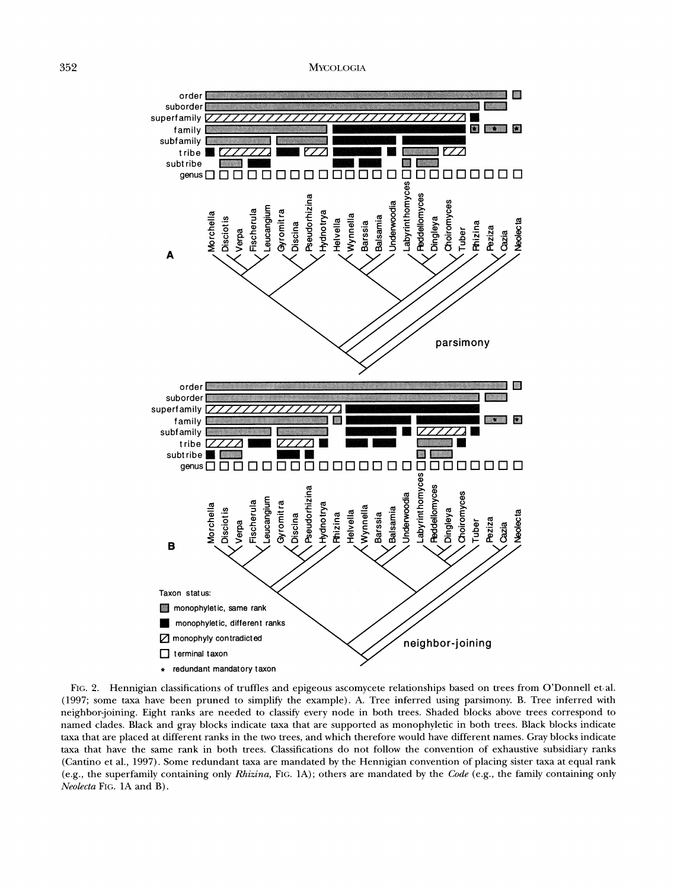FIG. 2. Hennigian classifications of truffles and epigeous ascomycete relationships based on trees from O'Donnell et al. (1997; some taxa have been pruned to simplify the example). A. Tree inferred using parsimony. B. Tree inferred with neighbor-joining. Eight ranks are needed to classify every node in both trees. Shaded blocks above trees correspond to named clades. Black and gray blocks indicate taxa that are supported as monophyletic in both trees. Black blocks indicate taxa that are placed at different ranks in the two trees, and which therefore would have different names. Gray blocks indicate taxa that have the same rank in both trees. Classifications do not follow the convention of exhaustive subsidiary ranks (Cantino et al., 1997). Some redundant taxa are mandated by the Hennigian convention of placing sister taxa at equal rank (e.g., the superfamily containing only *Rhizina*, FIG. 1A); others are mandated by the *Code* (e.g., the family containing only *Neolecta* FIG. 1A and B).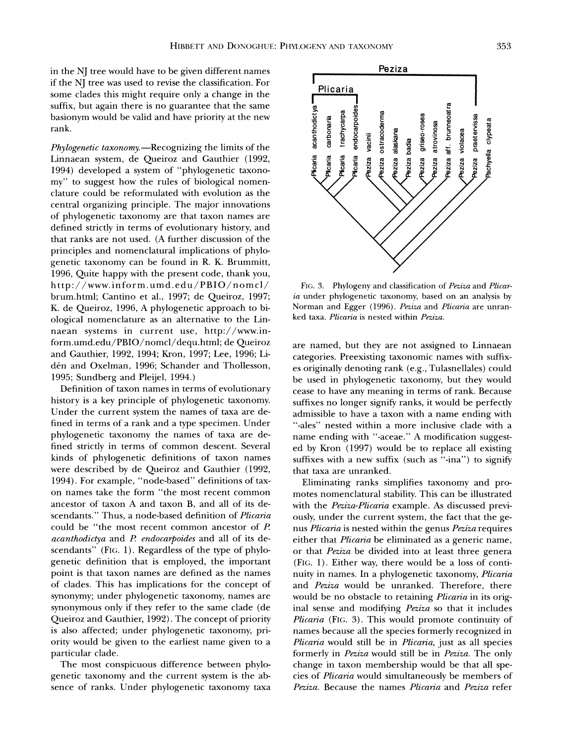in the NJ tree would have to be given different names if the NJ tree was used to revise the classification. For some clades this might require only a change in the suffix, but again there is no guarantee that the same basionym would be valid and have priority at the new rank.

*Phylogenetic taxonomy.*—Recognizing the limits of the Linnaean system, de Queiroz and Gauthier (1992, 1994) developed a system of "phylogenetic taxonomy" to suggest how the rules of biological nomenclature could be reformulated with evolution as the central organizing principle. The major innovations of phylogenetic taxonomy are that taxon names are defined strictly in terms of evolutionary history, and that ranks are not used. (A further discussion of the principles and nomenclatural implications of phylogenetic taxonomy can be found in R. K. Brummitt, 1996, Quite happy with the present code, thank you, http://www.inform.umd.edu/PBIO/nomcl/brum.html; Cantino et al., 1997; de Queiroz, 1997; K. de Queiroz, 1996, A phylogenetic approach to biological nomenclature as an alternative to the Linnaean systems in current use, http://www.inform.umd.edu/PBIO/nomcl/dequ.html; de Queiroz and Gauthier, 1992, 1994; Kron, 1997; Lee, 1996; Lidén and Oxelman, 1996; Schander and Thollesson, 1995; Sundberg and Pleijel, 1994.)

Definition of taxon names in terms of evolutionary history is a key principle of phylogenetic taxonomy. Under the current system the names of taxa are defined in terms of a rank and a type specimen. Under phylogenetic taxonomy the names of taxa are defined strictly in terms of common descent. Several kinds of phylogenetic definitions of taxon names were described by de Queiroz and Gauthier (1992, 1994). For example, "node-based" definitions of taxon names take the form "the most recent common ancestor of taxon A and taxon B, and all of its descendants." Thus, a node-based definition of *Plicaria* could be "the most recent common ancestor of *P. acanthodictya* and *P. endocarpoides* and all of its descendants" (FIG. 1). Regardless of the type of phylogenetic definition that is employed, the important point is that taxon names are defined as the names of clades. This has implications for the concept of synonymy; under phylogenetic taxonomy, names are synonymous only if they refer to the same clade (de Queiroz and Gauthier, 1992). The concept of priority is also affected; under phylogenetic taxonomy, priority would be given to the earliest name given to a particular clade.

The most conspicuous difference between phylogenetic taxonomy and the current system is the absence of ranks. Under phylogenetic taxonomy taxa are named, but they are not assigned to Linnaean categories. Preexisting taxonomic names with suffixes originally denoting rank (e.g., Tulasnellales) could be used in phylogenetic taxonomy, but they would cease to have any meaning in terms of rank. Because suffixes no longer signify ranks, it would be perfectly admissible to have a taxon with a name ending with "-ales" nested within a more inclusive clade with a name ending with "-aceae." A modification suggested by Kron (1997) would be to replace all existing suffixes with a new suffix (such as "-ina") to signify that taxa are unranked.

Eliminating ranks simplifies taxonomy and promotes nomenclatural stability. This can be illustrated with the *Peziza-Plicaria* example. As discussed previously, under the current system, the fact that the genus *Plicaria* is nested within the genus *Peziza* requires either that *Plicaria* be eliminated as a generic name, or that *Peziza* be divided into at least three genera (FIG. 1). Either way, there would be a loss of continuity in names. In a phylogenetic taxonomy, *Plicaria* and *Peziza* would be unranked. Therefore, there would be no obstacle to retaining *Plicaria* in its original sense and modifying *Peziza* so that it includes *Plicaria* (FIG. 3). This would promote continuity of names because all the species formerly recognized in *Plicaria* would still be in *Plicaria*, just as all species formerly in *Peziza* would still be in *Peziza*. The only change in taxon membership would be that all species of *Plicaria* would simultaneously be members of *Peziza*. Because the names *Plicaria* and *Peziza* refer

FIG. 3. Phylogeny and classification of *Peziza* and *Plicaria* under phylogenetic taxonomy, based on an analysis by Norman and Egger (1996). *Peziza* and *Plicaria* are unranked taxa. *Plicaria* is nested within *Peziza*.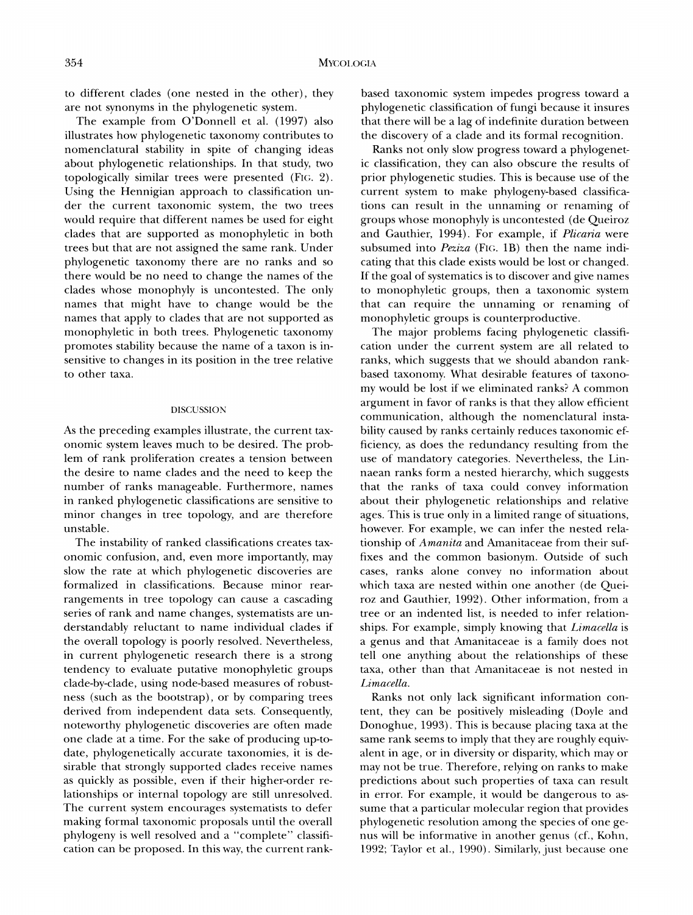to different clades (one nested in the other), they are not synonyms in the phylogenetic system.

The example from O'Donnell et al. (1997) also illustrates how phylogenetic taxonomy contributes to nomenclatural stability in spite of changing ideas about phylogenetic relationships. In that study, two topologically similar trees were presented (FIG. 2). Using the Hennigian approach to classification under the current taxonomic system, the two trees would require that different names be used for eight clades that are supported as monophyletic in both trees but that are not assigned the same rank. Under phylogenetic taxonomy there are no ranks and so there would be no need to change the names of the clades whose monophyly is uncontested. The only names that might have to change would be the names that apply to clades that are not supported as monophyletic in both trees. Phylogenetic taxonomy promotes stability because the name of a taxon is insensitive to changes in its position in the tree relative to other taxa.

## DISCUSSION

As the preceding examples illustrate, the current taxonomic system leaves much to be desired. The problem of rank proliferation creates a tension between the desire to name clades and the need to keep the number of ranks manageable. Furthermore, names in ranked phylogenetic classifications are sensitive to minor changes in tree topology, and are therefore unstable.

The instability of ranked classifications creates taxonomic confusion, and, even more importantly, may slow the rate at which phylogenetic discoveries are formalized in classifications. Because minor rearrangements in tree topology can cause a cascading series of rank and name changes, systematists are understandably reluctant to name individual clades if the overall topology is poorly resolved. Nevertheless, in current phylogenetic research there is a strong tendency to evaluate putative monophyletic groups clade-by-clade, using node-based measures of robustness (such as the bootstrap), or by comparing trees derived from independent data sets. Consequently, noteworthy phylogenetic discoveries are often made one clade at a time. For the sake of producing up-to-date, phylogenetically accurate taxonomies, it is desirable that strongly supported clades receive names as quickly as possible, even if their higher-order relationships or internal topology are still unresolved. The current system encourages systematists to defer making formal taxonomic proposals until the overall phylogeny is well resolved and a "complete" classification can be proposed. In this way, the current rank-based taxonomic system impedes progress toward a phylogenetic classification of fungi because it insures that there will be a lag of indefinite duration between the discovery of a clade and its formal recognition.

Ranks not only slow progress toward a phylogenetic classification, they can also obscure the results of prior phylogenetic studies. This is because use of the current system to make phylogeny-based classifications can result in the unnaming or renaming of groups whose monophyly is uncontested (de Queiroz and Gauthier, 1994). For example, if *Plicaria* were subsumed into *Peziza* (FIG. 1B) then the name indicating that this clade exists would be lost or changed. If the goal of systematics is to discover and give names to monophyletic groups, then a taxonomic system that can require the unnaming or renaming of monophyletic groups is counterproductive.

The major problems facing phylogenetic classification under the current system are all related to ranks, which suggests that we should abandon rank-based taxonomy. What desirable features of taxonomy would be lost if we eliminated ranks? A common argument in favor of ranks is that they allow efficient communication, although the nomenclatural instability caused by ranks certainly reduces taxonomic efficiency, as does the redundancy resulting from the use of mandatory categories. Nevertheless, the Linnaean ranks form a nested hierarchy, which suggests that the ranks of taxa could convey information about their phylogenetic relationships and relative ages. This is true only in a limited range of situations, however. For example, we can infer the nested relationship of *Amanita* and Amanitaceae from their suffixes and the common basionym. Outside of such cases, ranks alone convey no information about which taxa are nested within one another (de Queiroz and Gauthier, 1992). Other information, from a tree or an indented list, is needed to infer relationships. For example, simply knowing that *Limacella* is a genus and that Amanitaceae is a family does not tell one anything about the relationships of these taxa, other than that Amanitaceae is not nested in *Limacella*.

Ranks not only lack significant information content, they can be positively misleading (Doyle and Donoghue, 1993). This is because placing taxa at the same rank seems to imply that they are roughly equivalent in age, or in diversity or disparity, which may or may not be true. Therefore, relying on ranks to make predictions about such properties of taxa can result in error. For example, it would be dangerous to assume that a particular molecular region that provides phylogenetic resolution among the species of one genus will be informative in another genus (cf., Kohn, 1992; Taylor et al., 1990). Similarly, just because one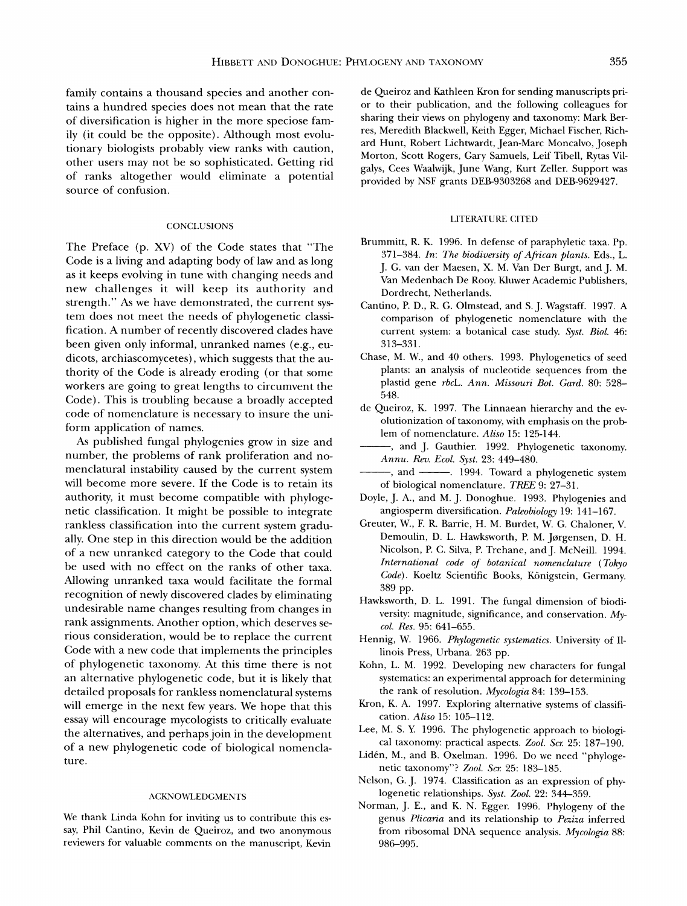family contains a thousand species and another contains a hundred species does not mean that the rate of diversification is higher in the more speciose family (it could be the opposite). Although most evolutionary biologists probably view ranks with caution, other users may not be so sophisticated. Getting rid of ranks altogether would eliminate a potential source of confusion.

## CONCLUSIONS

The Preface (p. XV) of the Code states that "The Code is a living and adapting body of law and as long as it keeps evolving in tune with changing needs and new challenges it will keep its authority and strength." As we have demonstrated, the current system does not meet the needs of phylogenetic classification. A number of recently discovered clades have been given only informal, unranked names (e.g., eudicots, archiascomycetes), which suggests that the authority of the Code is already eroding (or that some workers are going to great lengths to circumvent the Code). This is troubling because a broadly accepted code of nomenclature is necessary to insure the uniform application of names.

As published fungal phylogenies grow in size and number, the problems of rank proliferation and nomenclatural instability caused by the current system will become more severe. If the Code is to retain its authority, it must become compatible with phylogenetic classification. It might be possible to integrate rankless classification into the current system gradually. One step in this direction would be the addition of a new unranked category to the Code that could be used with no effect on the ranks of other taxa. Allowing unranked taxa would facilitate the formal recognition of newly discovered clades by eliminating undesirable name changes resulting from changes in rank assignments. Another option, which deserves serious consideration, would be to replace the current Code with a new code that implements the principles of phylogenetic taxonomy. At this time there is not an alternative phylogenetic code, but it is likely that detailed proposals for rankless nomenclatural systems will emerge in the next few years. We hope that this essay will encourage mycologists to critically evaluate the alternatives, and perhaps join in the development of a new phylogenetic code of biological nomenclature.

## ACKNOWLEDGMENTS

We thank Linda Kohn for inviting us to contribute this essay, Phil Cantino, Kevin de Queiroz, and two anonymous reviewers for valuable comments on the manuscript, Kevin de Queiroz and Kathleen Kron for sending manuscripts prior to their publication, and the following colleagues for sharing their views on phylogeny and taxonomy: Mark Berres, Meredith Blackwell, Keith Egger, Michael Fischer, Richard Hunt, Robert Lichtwardt, Jean-Marc Moncalvo, Joseph Morton, Scott Rogers, Gary Samuels, Leif Tibell, Rytas Vilgalys, Cees Waalwijk, June Wang, Kurt Zeller. Support was provided by NSF grants DEB-9303268 and DEB-9629427.

## LITERATURE CITED

Brummitt, R. K. 1996. In defense of paraphyletic taxa. Pp. 371–384. *In*: *The biodiversity of African plants*. Eds., L. J. G. van der Maesen, X. M. Van Der Burgt, and J. M. Van Medenbach De Rooy. Kluwer Academic Publishers, Dordrecht, Netherlands.

Cantino, P. D., R. G. Olmstead, and S. J. Wagstaff. 1997. A comparison of phylogenetic nomenclature with the current system: a botanical case study. *Syst. Biol.* 46: 313–331.

Chase, M. W., and 40 others. 1993. Phylogenetics of seed plants: an analysis of nucleotide sequences from the plastid gene *rbc*L. *Ann. Missouri Bot. Gard.* 80: 528–548.

de Queiroz, K. 1997. The Linnaean hierarchy and the evolutionization of taxonomy, with emphasis on the problem of nomenclature. *Aliso* 15: 125-144.

———, and J. Gauthier. 1992. Phylogenetic taxonomy. *Annu. Rev. Ecol. Syst.* 23: 449–480.

———, and ———. 1994. Toward a phylogenetic system of biological nomenclature. *TREE* 9: 27–31.

Doyle, J. A., and M. J. Donoghue. 1993. Phylogenies and angiosperm diversification. *Paleobiology* 19: 141–167.

Greuter, W., F. R. Barrie, H. M. Burdet, W. G. Chaloner, V. Demoulin, D. L. Hawksworth, P. M. Jørgensen, D. H. Nicolson, P. C. Silva, P. Trehane, and J. McNeill. 1994. *International code of botanical nomenclature (Tokyo Code)*. Koeltz Scientific Books, Königstein, Germany. 389 pp.

Hawksworth, D. L. 1991. The fungal dimension of biodiversity: magnitude, significance, and conservation. *Mycol. Res.* 95: 641–655.

Hennig, W. 1966. *Phylogenetic systematics*. University of Illinois Press, Urbana. 263 pp.

Kohn, L. M. 1992. Developing new characters for fungal systematics: an experimental approach for determining the rank of resolution. *Mycologia* 84: 139–153.

Kron, K. A. 1997. Exploring alternative systems of classification. *Aliso* 15: 105–112.

Lee, M. S. Y. 1996. The phylogenetic approach to biological taxonomy: practical aspects. *Zool. Scr.* 25: 187–190.

Lidén, M., and B. Oxelman. 1996. Do we need "phylogenetic taxonomy"? *Zool. Scr.* 25: 183–185.

Nelson, G. J. 1974. Classification as an expression of phylogenetic relationships. *Syst. Zool.* 22: 344–359.

Norman, J. E., and K. N. Egger. 1996. Phylogeny of the genus *Plicaria* and its relationship to *Peziza* inferred from ribosomal DNA sequence analysis. *Mycologia* 88: 986–995.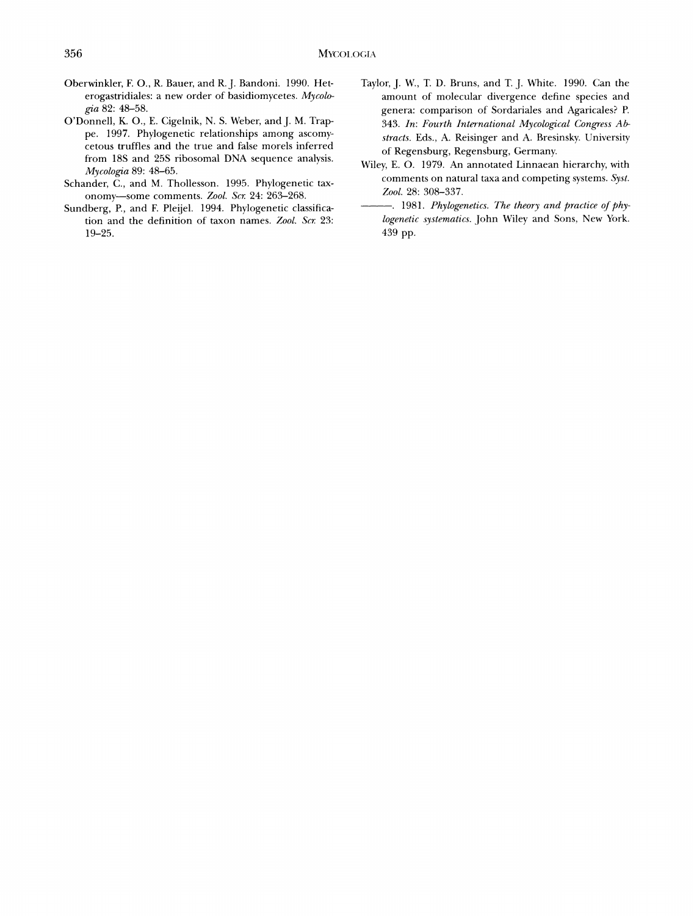Oberwinkler, F. O., R. Bauer, and R. J. Bandoni. 1990. Heterogastridiales: a new order of basidiomycetes. *Mycologia* 82: 48–58.

O'Donnell, K. O., E. Cigelnik, N. S. Weber, and J. M. Trappe. 1997. Phylogenetic relationships among ascomycetous truffles and the true and false morels inferred from 18S and 25S ribosomal DNA sequence analysis. *Mycologia* 89: 48–65.

Schander, C., and M. Thollesson. 1995. Phylogenetic taxonomy—some comments. *Zool. Scr.* 24: 263–268.

Sundberg, P., and F. Pleijel. 1994. Phylogenetic classification and the definition of taxon names. *Zool. Scr.* 23: 19–25.

Taylor, J. W., T. D. Bruns, and T. J. White. 1990. Can the amount of molecular divergence define species and genera: comparison of Sordariales and Agaricales? P. 343. *In: Fourth International Mycological Congress Abstracts.* Eds., A. Reisinger and A. Bresinsky. University of Regensburg, Regensburg, Germany.

Wiley, E. O. 1979. An annotated Linnaean hierarchy, with comments on natural taxa and competing systems. *Syst. Zool.* 28: 308–337.

———. 1981. *Phylogenetics. The theory and practice of phylogenetic systematics.* John Wiley and Sons, New York. 439 pp.